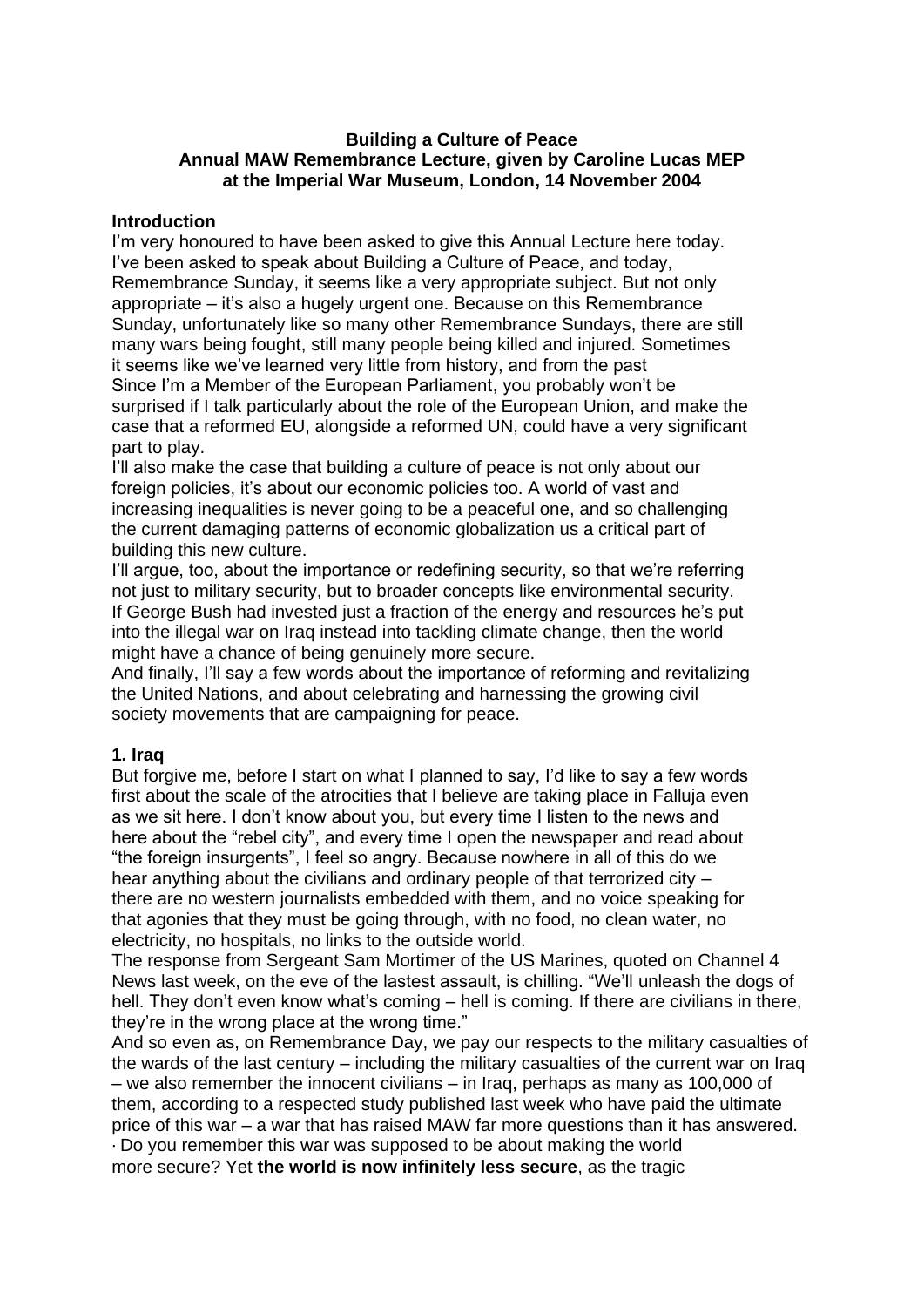**Building a Culture of Peace**
**Annual MAW Remembrance Lecture, given by Caroline Lucas MEP at the Imperial War Museum, London, 14 November 2004**

## Introduction

I'm very honoured to have been asked to give this Annual Lecture here today. I've been asked to speak about Building a Culture of Peace, and today, Remembrance Sunday, it seems like a very appropriate subject. But not only appropriate – it's also a hugely urgent one. Because on this Remembrance Sunday, unfortunately like so many other Remembrance Sundays, there are still many wars being fought, still many people being killed and injured. Sometimes it seems like we've learned very little from history, and from the past

Since I'm a Member of the European Parliament, you probably won't be surprised if I talk particularly about the role of the European Union, and make the case that a reformed EU, alongside a reformed UN, could have a very significant part to play.

I'll also make the case that building a culture of peace is not only about our foreign policies, it's about our economic policies too. A world of vast and increasing inequalities is never going to be a peaceful one, and so challenging the current damaging patterns of economic globalization us a critical part of building this new culture.

I'll argue, too, about the importance or redefining security, so that we're referring not just to military security, but to broader concepts like environmental security. If George Bush had invested just a fraction of the energy and resources he's put into the illegal war on Iraq instead into tackling climate change, then the world might have a chance of being genuinely more secure.

And finally, I'll say a few words about the importance of reforming and revitalizing the United Nations, and about celebrating and harnessing the growing civil society movements that are campaigning for peace.

## 1. Iraq

But forgive me, before I start on what I planned to say, I'd like to say a few words first about the scale of the atrocities that I believe are taking place in Falluja even as we sit here. I don't know about you, but every time I listen to the news and here about the "rebel city", and every time I open the newspaper and read about "the foreign insurgents", I feel so angry. Because nowhere in all of this do we hear anything about the civilians and ordinary people of that terrorized city – there are no western journalists embedded with them, and no voice speaking for that agonies that they must be going through, with no food, no clean water, no electricity, no hospitals, no links to the outside world.

The response from Sergeant Sam Mortimer of the US Marines, quoted on Channel 4 News last week, on the eve of the lastest assault, is chilling. "We'll unleash the dogs of hell. They don't even know what's coming – hell is coming. If there are civilians in there, they're in the wrong place at the wrong time."

And so even as, on Remembrance Day, we pay our respects to the military casualties of the wards of the last century – including the military casualties of the current war on Iraq – we also remember the innocent civilians – in Iraq, perhaps as many as 100,000 of them, according to a respected study published last week who have paid the ultimate price of this war – a war that has raised MAW far more questions than it has answered.

· Do you remember this war was supposed to be about making the world more secure? Yet **the world is now infinitely less secure**, as the tragic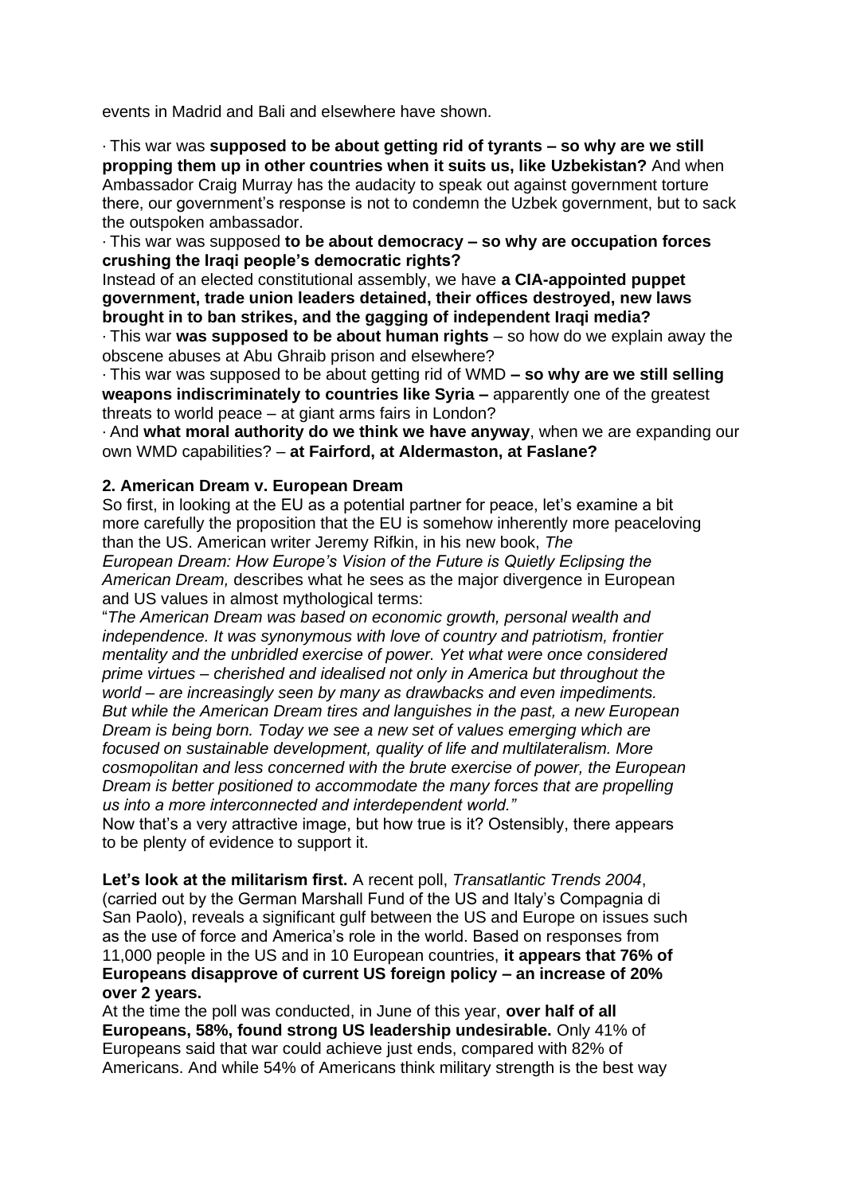events in Madrid and Bali and elsewhere have shown.

· This war was **supposed to be about getting rid of tyrants – so why are we still propping them up in other countries when it suits us, like Uzbekistan?** And when Ambassador Craig Murray has the audacity to speak out against government torture there, our government's response is not to condemn the Uzbek government, but to sack the outspoken ambassador.

· This war was supposed **to be about democracy – so why are occupation forces crushing the Iraqi people's democratic rights?**

Instead of an elected constitutional assembly, we have **a CIA-appointed puppet government, trade union leaders detained, their offices destroyed, new laws brought in to ban strikes, and the gagging of independent Iraqi media?**

· This war **was supposed to be about human rights** – so how do we explain away the obscene abuses at Abu Ghraib prison and elsewhere?

· This war was supposed to be about getting rid of WMD **– so why are we still selling weapons indiscriminately to countries like Syria –** apparently one of the greatest threats to world peace – at giant arms fairs in London?

· And **what moral authority do we think we have anyway**, when we are expanding our own WMD capabilities? – **at Fairford, at Aldermaston, at Faslane?**

**2. American Dream v. European Dream**

So first, in looking at the EU as a potential partner for peace, let's examine a bit more carefully the proposition that the EU is somehow inherently more peaceloving than the US. American writer Jeremy Rifkin, in his new book, *The European Dream: How Europe's Vision of the Future is Quietly Eclipsing the American Dream,* describes what he sees as the major divergence in European and US values in almost mythological terms:

"*The American Dream was based on economic growth, personal wealth and independence. It was synonymous with love of country and patriotism, frontier mentality and the unbridled exercise of power. Yet what were once considered prime virtues – cherished and idealised not only in America but throughout the world – are increasingly seen by many as drawbacks and even impediments. But while the American Dream tires and languishes in the past, a new European Dream is being born. Today we see a new set of values emerging which are focused on sustainable development, quality of life and multilateralism. More cosmopolitan and less concerned with the brute exercise of power, the European Dream is better positioned to accommodate the many forces that are propelling us into a more interconnected and interdependent world.*"

Now that's a very attractive image, but how true is it? Ostensibly, there appears to be plenty of evidence to support it.

**Let's look at the militarism first.** A recent poll, *Transatlantic Trends 2004*, (carried out by the German Marshall Fund of the US and Italy's Compagnia di San Paolo), reveals a significant gulf between the US and Europe on issues such as the use of force and America's role in the world. Based on responses from 11,000 people in the US and in 10 European countries, **it appears that 76% of Europeans disapprove of current US foreign policy – an increase of 20% over 2 years.**

At the time the poll was conducted, in June of this year, **over half of all Europeans, 58%, found strong US leadership undesirable.** Only 41% of Europeans said that war could achieve just ends, compared with 82% of Americans. And while 54% of Americans think military strength is the best way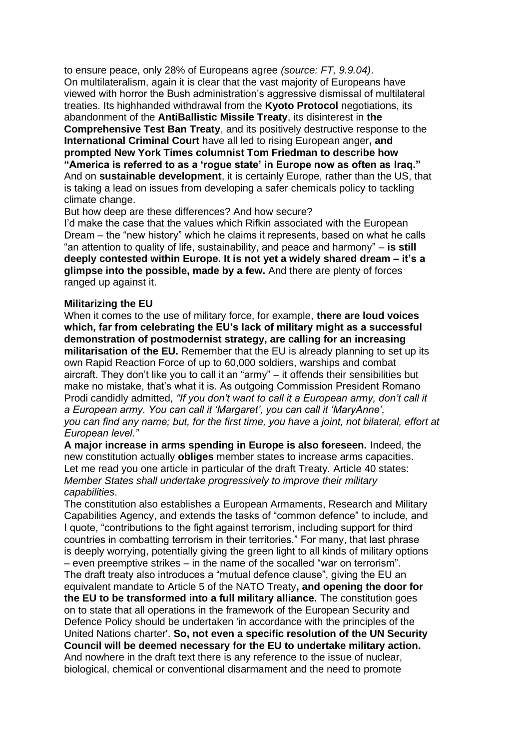to ensure peace, only 28% of Europeans agree *(source: FT, 9.9.04)*.
On multilateralism, again it is clear that the vast majority of Europeans have viewed with horror the Bush administration's aggressive dismissal of multilateral treaties. Its highhanded withdrawal from the **Kyoto Protocol** negotiations, its abandonment of the **AntiBallistic Missile Treaty**, its disinterest in **the Comprehensive Test Ban Treaty**, and its positively destructive response to the **International Criminal Court** have all led to rising European anger**, and prompted New York Times columnist Tom Friedman to describe how "America is referred to as a 'rogue state' in Europe now as often as Iraq."**
And on **sustainable development**, it is certainly Europe, rather than the US, that is taking a lead on issues from developing a safer chemicals policy to tackling climate change.
But how deep are these differences? And how secure?
I'd make the case that the values which Rifkin associated with the European Dream – the "new history" which he claims it represents, based on what he calls "an attention to quality of life, sustainability, and peace and harmony" – **is still deeply contested within Europe. It is not yet a widely shared dream – it's a glimpse into the possible, made by a few.** And there are plenty of forces ranged up against it.

**Militarizing the EU**

When it comes to the use of military force, for example, **there are loud voices which, far from celebrating the EU's lack of military might as a successful demonstration of postmodernist strategy, are calling for an increasing militarisation of the EU.** Remember that the EU is already planning to set up its own Rapid Reaction Force of up to 60,000 soldiers, warships and combat aircraft. They don't like you to call it an "army" – it offends their sensibilities but make no mistake, that's what it is. As outgoing Commission President Romano Prodi candidly admitted, *"If you don't want to call it a European army, don't call it a European army. You can call it 'Margaret', you can call it 'MaryAnne', you can find any name; but, for the first time, you have a joint, not bilateral, effort at European level."*
**A major increase in arms spending in Europe is also foreseen.** Indeed, the new constitution actually **obliges** member states to increase arms capacities. Let me read you one article in particular of the draft Treaty. Article 40 states: *Member States shall undertake progressively to improve their military capabilities*.
The constitution also establishes a European Armaments, Research and Military Capabilities Agency, and extends the tasks of "common defence" to include, and I quote, "contributions to the fight against terrorism, including support for third countries in combatting terrorism in their territories." For many, that last phrase is deeply worrying, potentially giving the green light to all kinds of military options – even preemptive strikes – in the name of the socalled "war on terrorism".
The draft treaty also introduces a "mutual defence clause", giving the EU an equivalent mandate to Article 5 of the NATO Treaty**, and opening the door for the EU to be transformed into a full military alliance.** The constitution goes on to state that all operations in the framework of the European Security and Defence Policy should be undertaken 'in accordance with the principles of the United Nations charter'. **So, not even a specific resolution of the UN Security Council will be deemed necessary for the EU to undertake military action.**
And nowhere in the draft text there is any reference to the issue of nuclear, biological, chemical or conventional disarmament and the need to promote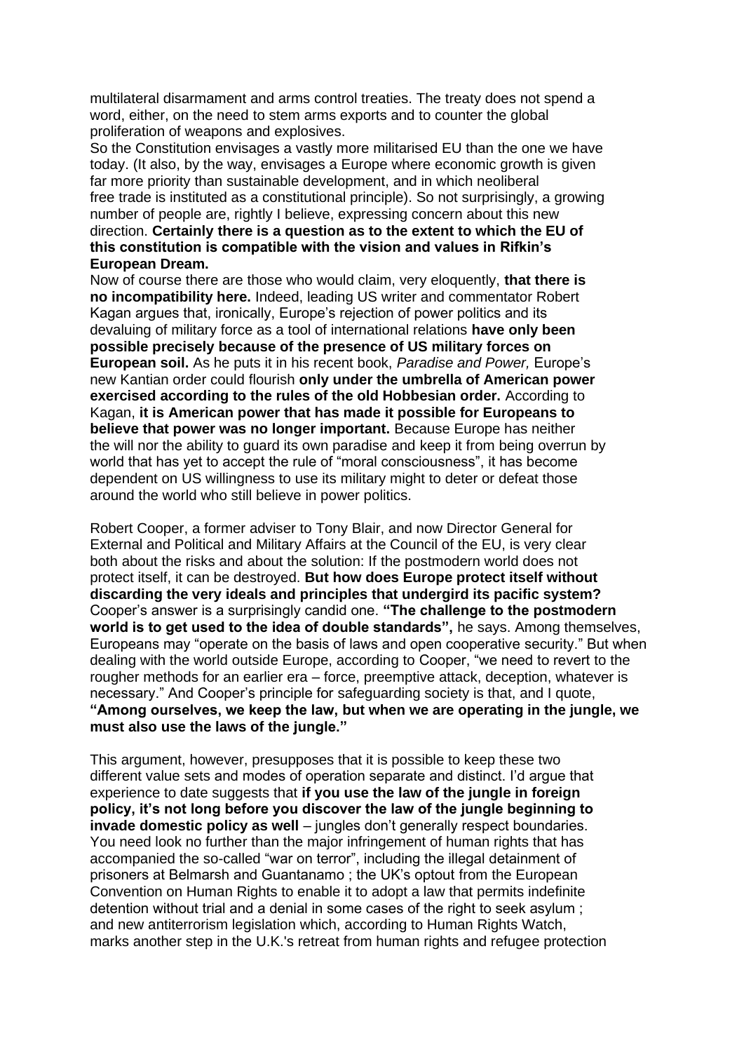multilateral disarmament and arms control treaties. The treaty does not spend a word, either, on the need to stem arms exports and to counter the global proliferation of weapons and explosives.

So the Constitution envisages a vastly more militarised EU than the one we have today. (It also, by the way, envisages a Europe where economic growth is given far more priority than sustainable development, and in which neoliberal free trade is instituted as a constitutional principle). So not surprisingly, a growing number of people are, rightly I believe, expressing concern about this new direction. **Certainly there is a question as to the extent to which the EU of this constitution is compatible with the vision and values in Rifkin's European Dream.**

Now of course there are those who would claim, very eloquently, **that there is no incompatibility here.** Indeed, leading US writer and commentator Robert Kagan argues that, ironically, Europe's rejection of power politics and its devaluing of military force as a tool of international relations **have only been possible precisely because of the presence of US military forces on European soil.** As he puts it in his recent book, *Paradise and Power,* Europe's new Kantian order could flourish **only under the umbrella of American power exercised according to the rules of the old Hobbesian order.** According to Kagan, **it is American power that has made it possible for Europeans to believe that power was no longer important.** Because Europe has neither the will nor the ability to guard its own paradise and keep it from being overrun by world that has yet to accept the rule of "moral consciousness", it has become dependent on US willingness to use its military might to deter or defeat those around the world who still believe in power politics.

Robert Cooper, a former adviser to Tony Blair, and now Director General for External and Political and Military Affairs at the Council of the EU, is very clear both about the risks and about the solution: If the postmodern world does not protect itself, it can be destroyed. **But how does Europe protect itself without discarding the very ideals and principles that undergird its pacific system?** Cooper's answer is a surprisingly candid one. **"The challenge to the postmodern world is to get used to the idea of double standards",** he says. Among themselves, Europeans may "operate on the basis of laws and open cooperative security." But when dealing with the world outside Europe, according to Cooper, "we need to revert to the rougher methods for an earlier era – force, preemptive attack, deception, whatever is necessary." And Cooper's principle for safeguarding society is that, and I quote, **"Among ourselves, we keep the law, but when we are operating in the jungle, we must also use the laws of the jungle."**

This argument, however, presupposes that it is possible to keep these two different value sets and modes of operation separate and distinct. I'd argue that experience to date suggests that **if you use the law of the jungle in foreign policy, it's not long before you discover the law of the jungle beginning to invade domestic policy as well** – jungles don't generally respect boundaries. You need look no further than the major infringement of human rights that has accompanied the so-called "war on terror", including the illegal detainment of prisoners at Belmarsh and Guantanamo ; the UK's optout from the European Convention on Human Rights to enable it to adopt a law that permits indefinite detention without trial and a denial in some cases of the right to seek asylum ; and new antiterrorism legislation which, according to Human Rights Watch, marks another step in the U.K.'s retreat from human rights and refugee protection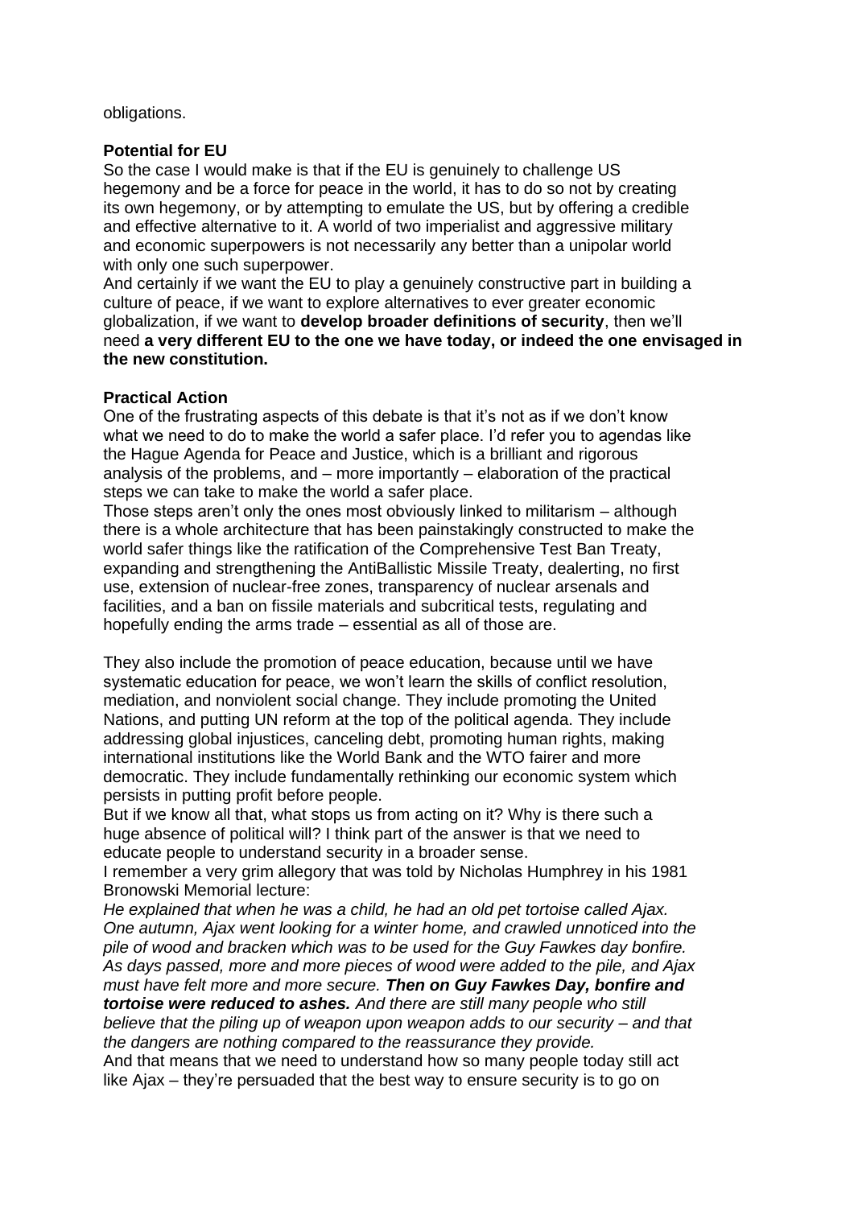obligations.

**Potential for EU**

So the case I would make is that if the EU is genuinely to challenge US hegemony and be a force for peace in the world, it has to do so not by creating its own hegemony, or by attempting to emulate the US, but by offering a credible and effective alternative to it. A world of two imperialist and aggressive military and economic superpowers is not necessarily any better than a unipolar world with only one such superpower.

And certainly if we want the EU to play a genuinely constructive part in building a culture of peace, if we want to explore alternatives to ever greater economic globalization, if we want to **develop broader definitions of security**, then we'll need **a very different EU to the one we have today, or indeed the one envisaged in the new constitution.**

**Practical Action**

One of the frustrating aspects of this debate is that it's not as if we don't know what we need to do to make the world a safer place. I'd refer you to agendas like the Hague Agenda for Peace and Justice, which is a brilliant and rigorous analysis of the problems, and – more importantly – elaboration of the practical steps we can take to make the world a safer place.

Those steps aren't only the ones most obviously linked to militarism – although there is a whole architecture that has been painstakingly constructed to make the world safer things like the ratification of the Comprehensive Test Ban Treaty, expanding and strengthening the AntiBallistic Missile Treaty, dealerting, no first use, extension of nuclear-free zones, transparency of nuclear arsenals and facilities, and a ban on fissile materials and subcritical tests, regulating and hopefully ending the arms trade – essential as all of those are.

They also include the promotion of peace education, because until we have systematic education for peace, we won't learn the skills of conflict resolution, mediation, and nonviolent social change. They include promoting the United Nations, and putting UN reform at the top of the political agenda. They include addressing global injustices, canceling debt, promoting human rights, making international institutions like the World Bank and the WTO fairer and more democratic. They include fundamentally rethinking our economic system which persists in putting profit before people.

But if we know all that, what stops us from acting on it? Why is there such a huge absence of political will? I think part of the answer is that we need to educate people to understand security in a broader sense.

I remember a very grim allegory that was told by Nicholas Humphrey in his 1981 Bronowski Memorial lecture:

*He explained that when he was a child, he had an old pet tortoise called Ajax. One autumn, Ajax went looking for a winter home, and crawled unnoticed into the pile of wood and bracken which was to be used for the Guy Fawkes day bonfire. As days passed, more and more pieces of wood were added to the pile, and Ajax must have felt more and more secure.* ***Then on Guy Fawkes Day, bonfire and tortoise were reduced to ashes.*** *And there are still many people who still believe that the piling up of weapon upon weapon adds to our security – and that the dangers are nothing compared to the reassurance they provide.*

And that means that we need to understand how so many people today still act like Ajax – they're persuaded that the best way to ensure security is to go on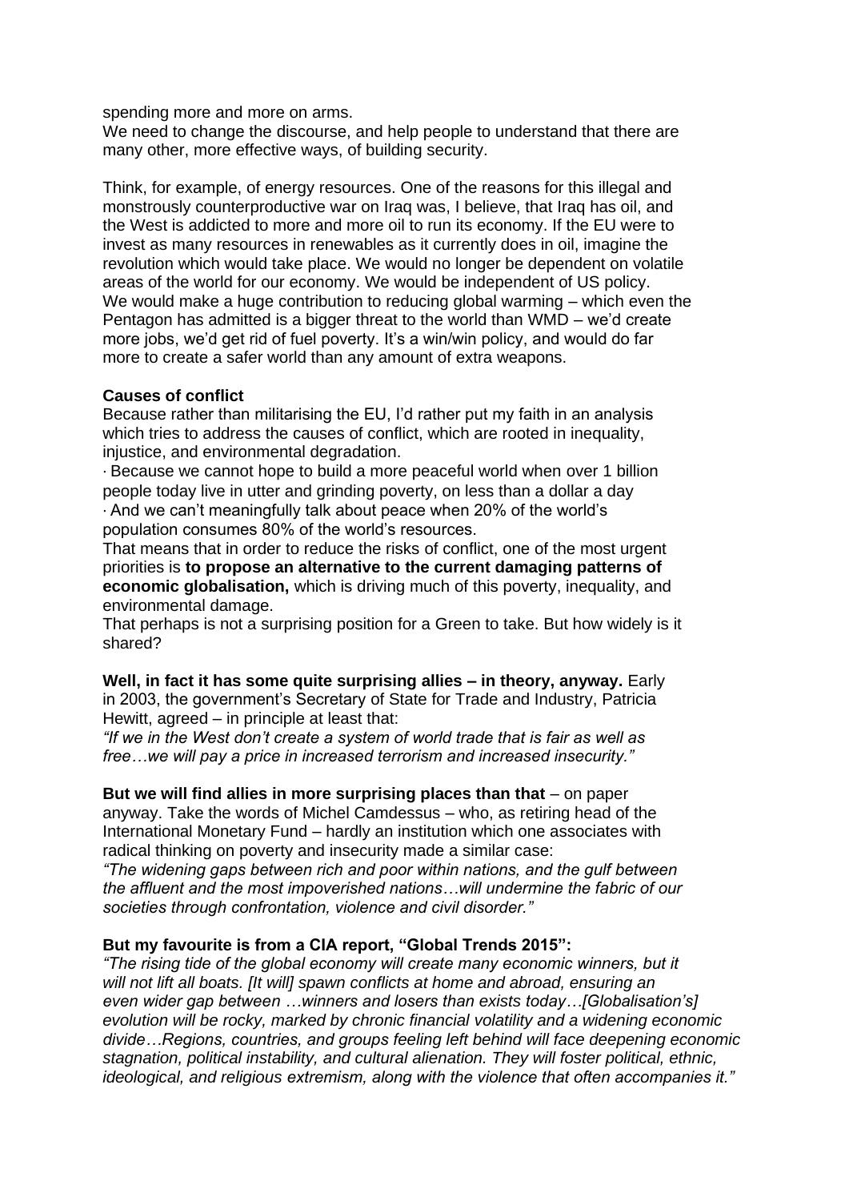spending more and more on arms.
We need to change the discourse, and help people to understand that there are many other, more effective ways, of building security.

Think, for example, of energy resources. One of the reasons for this illegal and monstrously counterproductive war on Iraq was, I believe, that Iraq has oil, and the West is addicted to more and more oil to run its economy. If the EU were to invest as many resources in renewables as it currently does in oil, imagine the revolution which would take place. We would no longer be dependent on volatile areas of the world for our economy. We would be independent of US policy. We would make a huge contribution to reducing global warming – which even the Pentagon has admitted is a bigger threat to the world than WMD – we'd create more jobs, we'd get rid of fuel poverty. It's a win/win policy, and would do far more to create a safer world than any amount of extra weapons.

**Causes of conflict**
Because rather than militarising the EU, I'd rather put my faith in an analysis which tries to address the causes of conflict, which are rooted in inequality, injustice, and environmental degradation.

· Because we cannot hope to build a more peaceful world when over 1 billion people today live in utter and grinding poverty, on less than a dollar a day
· And we can't meaningfully talk about peace when 20% of the world's population consumes 80% of the world's resources.

That means that in order to reduce the risks of conflict, one of the most urgent priorities is **to propose an alternative to the current damaging patterns of economic globalisation,** which is driving much of this poverty, inequality, and environmental damage.
That perhaps is not a surprising position for a Green to take. But how widely is it shared?

**Well, in fact it has some quite surprising allies – in theory, anyway.** Early in 2003, the government's Secretary of State for Trade and Industry, Patricia Hewitt, agreed – in principle at least that:
*"If we in the West don't create a system of world trade that is fair as well as free…we will pay a price in increased terrorism and increased insecurity."*

**But we will find allies in more surprising places than that** – on paper anyway. Take the words of Michel Camdessus – who, as retiring head of the International Monetary Fund – hardly an institution which one associates with radical thinking on poverty and insecurity made a similar case:
*"The widening gaps between rich and poor within nations, and the gulf between the affluent and the most impoverished nations…will undermine the fabric of our societies through confrontation, violence and civil disorder."*

**But my favourite is from a CIA report, "Global Trends 2015":**
*"The rising tide of the global economy will create many economic winners, but it will not lift all boats. [It will] spawn conflicts at home and abroad, ensuring an even wider gap between …winners and losers than exists today…[Globalisation's] evolution will be rocky, marked by chronic financial volatility and a widening economic divide…Regions, countries, and groups feeling left behind will face deepening economic stagnation, political instability, and cultural alienation. They will foster political, ethnic, ideological, and religious extremism, along with the violence that often accompanies it."*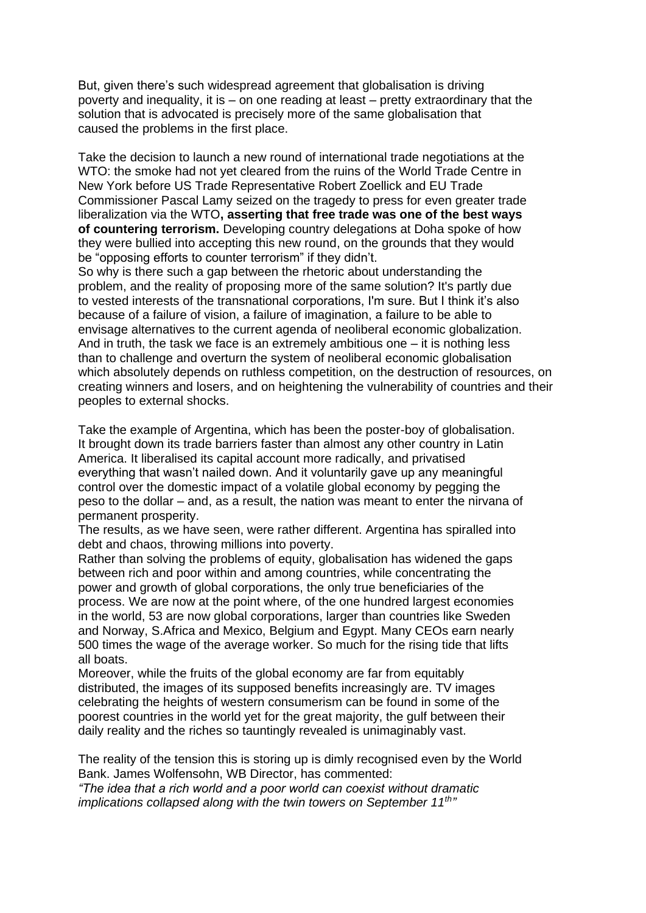But, given there's such widespread agreement that globalisation is driving poverty and inequality, it is – on one reading at least – pretty extraordinary that the solution that is advocated is precisely more of the same globalisation that caused the problems in the first place.

Take the decision to launch a new round of international trade negotiations at the WTO: the smoke had not yet cleared from the ruins of the World Trade Centre in New York before US Trade Representative Robert Zoellick and EU Trade Commissioner Pascal Lamy seized on the tragedy to press for even greater trade liberalization via the WTO**, asserting that free trade was one of the best ways of countering terrorism.** Developing country delegations at Doha spoke of how they were bullied into accepting this new round, on the grounds that they would be "opposing efforts to counter terrorism" if they didn't.

So why is there such a gap between the rhetoric about understanding the problem, and the reality of proposing more of the same solution? It's partly due to vested interests of the transnational corporations, I'm sure. But I think it's also because of a failure of vision, a failure of imagination, a failure to be able to envisage alternatives to the current agenda of neoliberal economic globalization. And in truth, the task we face is an extremely ambitious one – it is nothing less than to challenge and overturn the system of neoliberal economic globalisation which absolutely depends on ruthless competition, on the destruction of resources, on creating winners and losers, and on heightening the vulnerability of countries and their peoples to external shocks.

Take the example of Argentina, which has been the poster-boy of globalisation. It brought down its trade barriers faster than almost any other country in Latin America. It liberalised its capital account more radically, and privatised everything that wasn't nailed down. And it voluntarily gave up any meaningful control over the domestic impact of a volatile global economy by pegging the peso to the dollar – and, as a result, the nation was meant to enter the nirvana of permanent prosperity.

The results, as we have seen, were rather different. Argentina has spiralled into debt and chaos, throwing millions into poverty.

Rather than solving the problems of equity, globalisation has widened the gaps between rich and poor within and among countries, while concentrating the power and growth of global corporations, the only true beneficiaries of the process. We are now at the point where, of the one hundred largest economies in the world, 53 are now global corporations, larger than countries like Sweden and Norway, S.Africa and Mexico, Belgium and Egypt. Many CEOs earn nearly 500 times the wage of the average worker. So much for the rising tide that lifts all boats.

Moreover, while the fruits of the global economy are far from equitably distributed, the images of its supposed benefits increasingly are. TV images celebrating the heights of western consumerism can be found in some of the poorest countries in the world yet for the great majority, the gulf between their daily reality and the riches so tauntingly revealed is unimaginably vast.

The reality of the tension this is storing up is dimly recognised even by the World Bank. James Wolfensohn, WB Director, has commented:

*"The idea that a rich world and a poor world can coexist without dramatic implications collapsed along with the twin towers on September 11th"*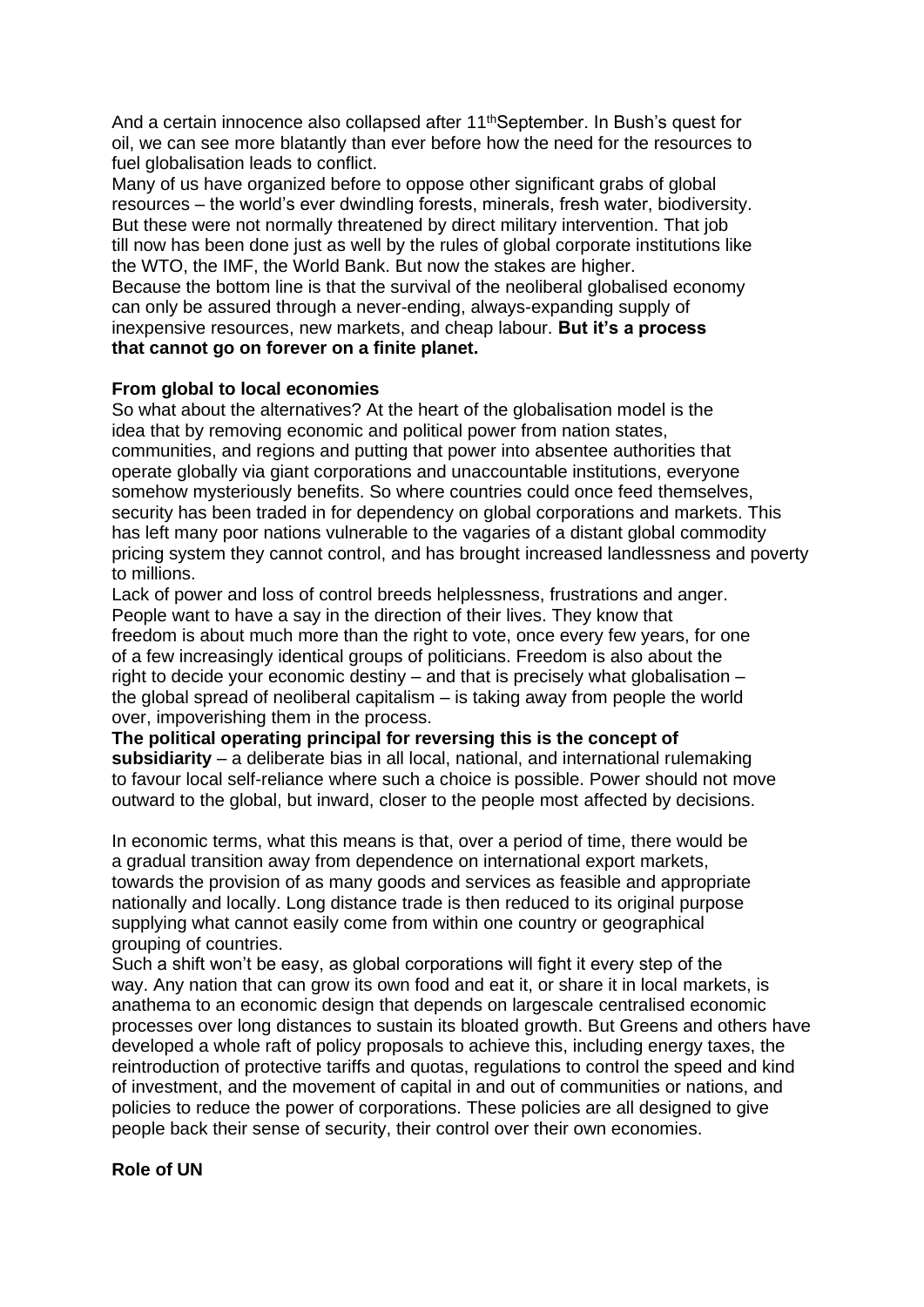And a certain innocence also collapsed after 11th September. In Bush's quest for oil, we can see more blatantly than ever before how the need for the resources to fuel globalisation leads to conflict.

Many of us have organized before to oppose other significant grabs of global resources – the world's ever dwindling forests, minerals, fresh water, biodiversity. But these were not normally threatened by direct military intervention. That job till now has been done just as well by the rules of global corporate institutions like the WTO, the IMF, the World Bank. But now the stakes are higher.

Because the bottom line is that the survival of the neoliberal globalised economy can only be assured through a never-ending, always-expanding supply of inexpensive resources, new markets, and cheap labour. **But it's a process that cannot go on forever on a finite planet.**

**From global to local economies**

So what about the alternatives? At the heart of the globalisation model is the idea that by removing economic and political power from nation states, communities, and regions and putting that power into absentee authorities that operate globally via giant corporations and unaccountable institutions, everyone somehow mysteriously benefits. So where countries could once feed themselves, security has been traded in for dependency on global corporations and markets. This has left many poor nations vulnerable to the vagaries of a distant global commodity pricing system they cannot control, and has brought increased landlessness and poverty to millions.

Lack of power and loss of control breeds helplessness, frustrations and anger. People want to have a say in the direction of their lives. They know that freedom is about much more than the right to vote, once every few years, for one of a few increasingly identical groups of politicians. Freedom is also about the right to decide your economic destiny – and that is precisely what globalisation – the global spread of neoliberal capitalism – is taking away from people the world over, impoverishing them in the process.

**The political operating principal for reversing this is the concept of subsidiarity** – a deliberate bias in all local, national, and international rulemaking to favour local self-reliance where such a choice is possible. Power should not move outward to the global, but inward, closer to the people most affected by decisions.

In economic terms, what this means is that, over a period of time, there would be a gradual transition away from dependence on international export markets, towards the provision of as many goods and services as feasible and appropriate nationally and locally. Long distance trade is then reduced to its original purpose supplying what cannot easily come from within one country or geographical grouping of countries.

Such a shift won't be easy, as global corporations will fight it every step of the way. Any nation that can grow its own food and eat it, or share it in local markets, is anathema to an economic design that depends on largescale centralised economic processes over long distances to sustain its bloated growth. But Greens and others have developed a whole raft of policy proposals to achieve this, including energy taxes, the reintroduction of protective tariffs and quotas, regulations to control the speed and kind of investment, and the movement of capital in and out of communities or nations, and policies to reduce the power of corporations. These policies are all designed to give people back their sense of security, their control over their own economies.

**Role of UN**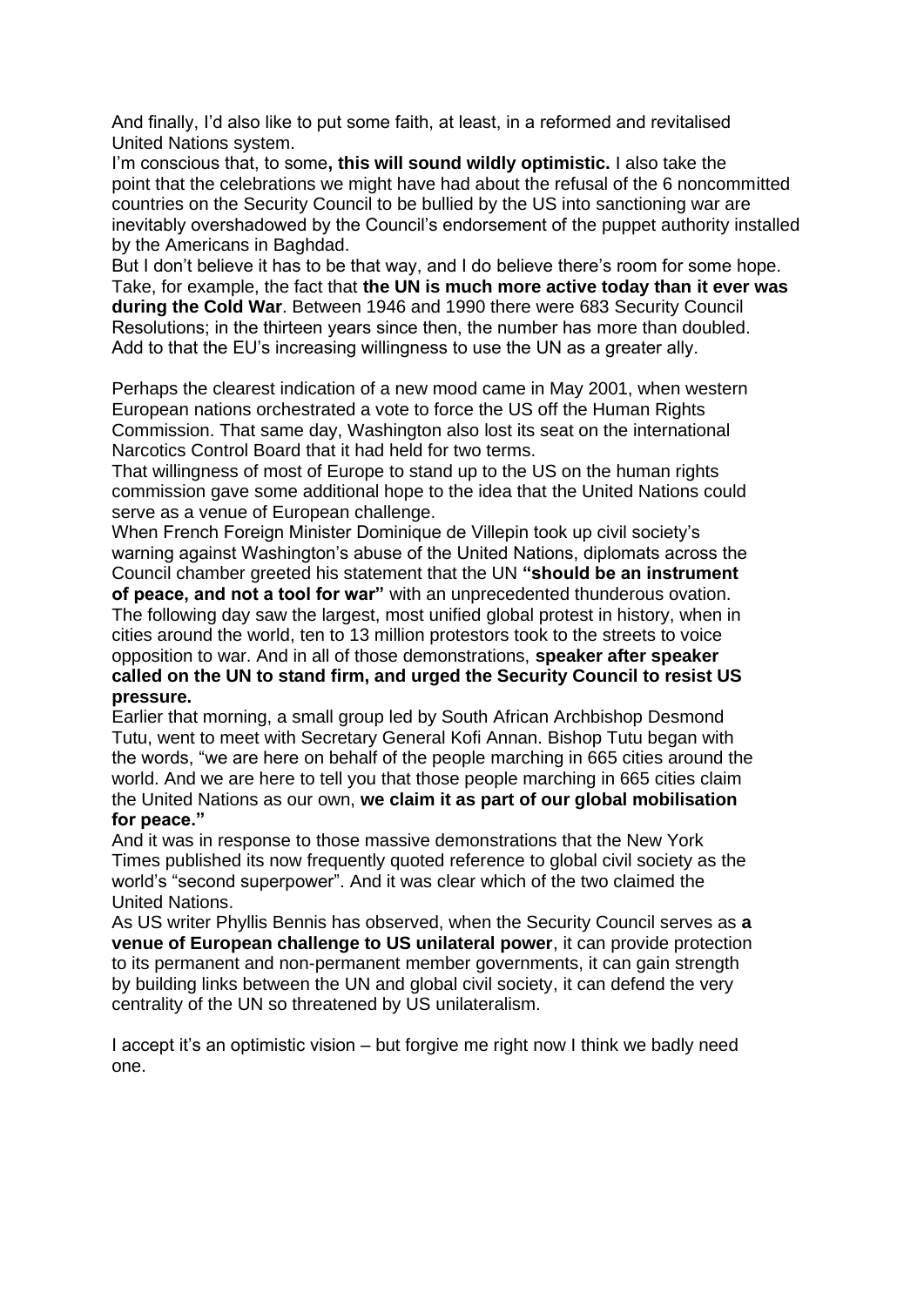And finally, I'd also like to put some faith, at least, in a reformed and revitalised United Nations system.

I'm conscious that, to some**, this will sound wildly optimistic.** I also take the point that the celebrations we might have had about the refusal of the 6 noncommitted countries on the Security Council to be bullied by the US into sanctioning war are inevitably overshadowed by the Council's endorsement of the puppet authority installed by the Americans in Baghdad.

But I don't believe it has to be that way, and I do believe there's room for some hope. Take, for example, the fact that **the UN is much more active today than it ever was during the Cold War**. Between 1946 and 1990 there were 683 Security Council Resolutions; in the thirteen years since then, the number has more than doubled. Add to that the EU's increasing willingness to use the UN as a greater ally.

Perhaps the clearest indication of a new mood came in May 2001, when western European nations orchestrated a vote to force the US off the Human Rights Commission. That same day, Washington also lost its seat on the international Narcotics Control Board that it had held for two terms.

That willingness of most of Europe to stand up to the US on the human rights commission gave some additional hope to the idea that the United Nations could serve as a venue of European challenge.

When French Foreign Minister Dominique de Villepin took up civil society's warning against Washington's abuse of the United Nations, diplomats across the Council chamber greeted his statement that the UN **"should be an instrument of peace, and not a tool for war"** with an unprecedented thunderous ovation.

The following day saw the largest, most unified global protest in history, when in cities around the world, ten to 13 million protestors took to the streets to voice opposition to war. And in all of those demonstrations, **speaker after speaker called on the UN to stand firm, and urged the Security Council to resist US pressure.**

Earlier that morning, a small group led by South African Archbishop Desmond Tutu, went to meet with Secretary General Kofi Annan. Bishop Tutu began with the words, "we are here on behalf of the people marching in 665 cities around the world. And we are here to tell you that those people marching in 665 cities claim the United Nations as our own, **we claim it as part of our global mobilisation for peace."**

And it was in response to those massive demonstrations that the New York Times published its now frequently quoted reference to global civil society as the world's "second superpower". And it was clear which of the two claimed the United Nations.

As US writer Phyllis Bennis has observed, when the Security Council serves as **a venue of European challenge to US unilateral power**, it can provide protection to its permanent and non-permanent member governments, it can gain strength by building links between the UN and global civil society, it can defend the very centrality of the UN so threatened by US unilateralism.

I accept it's an optimistic vision – but forgive me right now I think we badly need one.